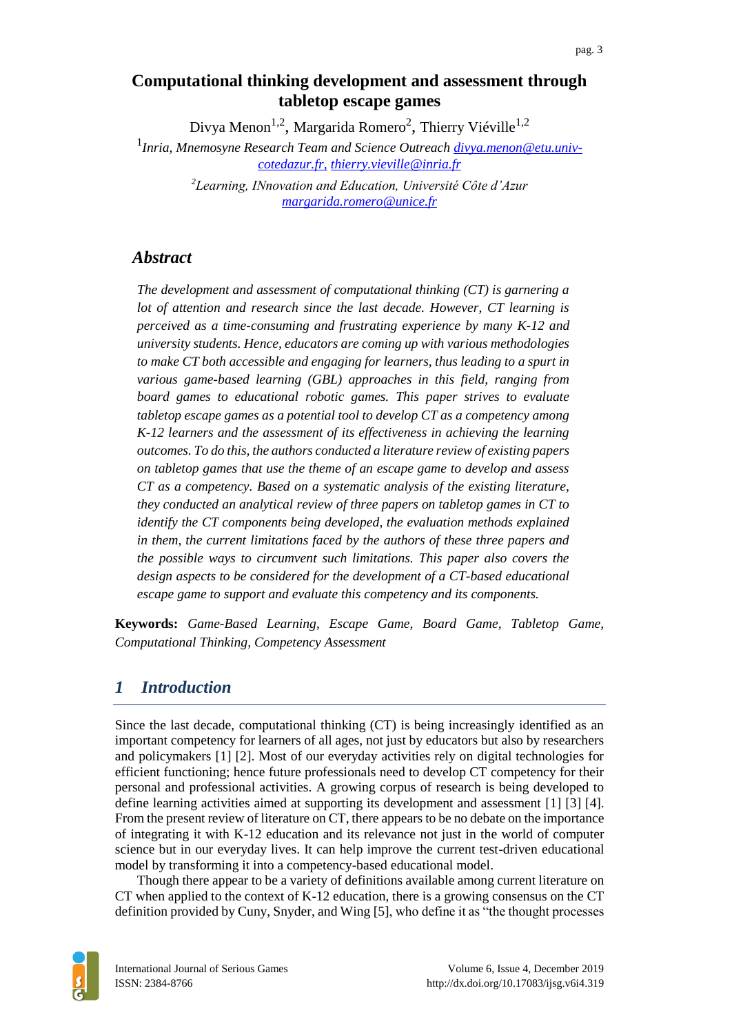# Computational thinking development and assessment through tabletop escape games

Divya Menon[1,2], Margarida Romero[2], Thierry Viéville[1,2]

[1]*Inria, Mnemosyne Research Team and Science Outreach* divya.menon@etu.univ-cotedazur.fr, thierry.vieville@inria.fr

[2]*Learning, INnovation and Education, Université Côte d'Azur* margarida.romero@unice.fr

## *Abstract*

*The development and assessment of computational thinking (CT) is garnering a lot of attention and research since the last decade. However, CT learning is perceived as a time-consuming and frustrating experience by many K-12 and university students. Hence, educators are coming up with various methodologies to make CT both accessible and engaging for learners, thus leading to a spurt in various game-based learning (GBL) approaches in this field, ranging from board games to educational robotic games. This paper strives to evaluate tabletop escape games as a potential tool to develop CT as a competency among K-12 learners and the assessment of its effectiveness in achieving the learning outcomes. To do this, the authors conducted a literature review of existing papers on tabletop games that use the theme of an escape game to develop and assess CT as a competency. Based on a systematic analysis of the existing literature, they conducted an analytical review of three papers on tabletop games in CT to identify the CT components being developed, the evaluation methods explained in them, the current limitations faced by the authors of these three papers and the possible ways to circumvent such limitations. This paper also covers the design aspects to be considered for the development of a CT-based educational escape game to support and evaluate this competency and its components.*

**Keywords:** *Game-Based Learning, Escape Game, Board Game, Tabletop Game, Computational Thinking, Competency Assessment*

## 1 Introduction

Since the last decade, computational thinking (CT) is being increasingly identified as an important competency for learners of all ages, not just by educators but also by researchers and policymakers [1] [2]. Most of our everyday activities rely on digital technologies for efficient functioning; hence future professionals need to develop CT competency for their personal and professional activities. A growing corpus of research is being developed to define learning activities aimed at supporting its development and assessment [1] [3] [4]. From the present review of literature on CT, there appears to be no debate on the importance of integrating it with K-12 education and its relevance not just in the world of computer science but in our everyday lives. It can help improve the current test-driven educational model by transforming it into a competency-based educational model.

Though there appear to be a variety of definitions available among current literature on CT when applied to the context of K-12 education, there is a growing consensus on the CT definition provided by Cuny, Snyder, and Wing [5], who define it as "the thought processes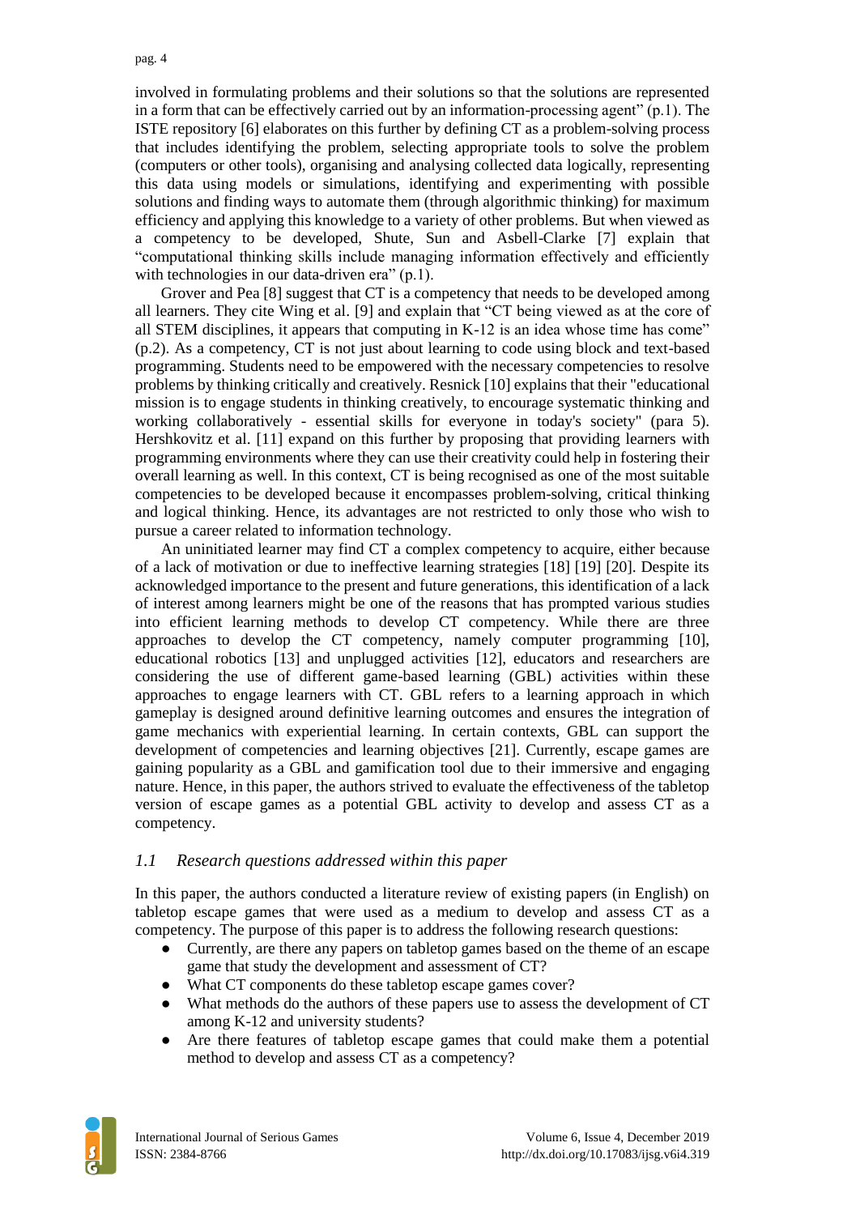involved in formulating problems and their solutions so that the solutions are represented in a form that can be effectively carried out by an information-processing agent" (p.1). The ISTE repository [6] elaborates on this further by defining CT as a problem-solving process that includes identifying the problem, selecting appropriate tools to solve the problem (computers or other tools), organising and analysing collected data logically, representing this data using models or simulations, identifying and experimenting with possible solutions and finding ways to automate them (through algorithmic thinking) for maximum efficiency and applying this knowledge to a variety of other problems. But when viewed as a competency to be developed, Shute, Sun and Asbell-Clarke [7] explain that "computational thinking skills include managing information effectively and efficiently with technologies in our data-driven era" (p.1).

Grover and Pea [8] suggest that CT is a competency that needs to be developed among all learners. They cite Wing et al. [9] and explain that "CT being viewed as at the core of all STEM disciplines, it appears that computing in K-12 is an idea whose time has come" (p.2). As a competency, CT is not just about learning to code using block and text-based programming. Students need to be empowered with the necessary competencies to resolve problems by thinking critically and creatively. Resnick [10] explains that their "educational mission is to engage students in thinking creatively, to encourage systematic thinking and working collaboratively - essential skills for everyone in today's society" (para 5). Hershkovitz et al. [11] expand on this further by proposing that providing learners with programming environments where they can use their creativity could help in fostering their overall learning as well. In this context, CT is being recognised as one of the most suitable competencies to be developed because it encompasses problem-solving, critical thinking and logical thinking. Hence, its advantages are not restricted to only those who wish to pursue a career related to information technology.

An uninitiated learner may find CT a complex competency to acquire, either because of a lack of motivation or due to ineffective learning strategies [18] [19] [20]. Despite its acknowledged importance to the present and future generations, this identification of a lack of interest among learners might be one of the reasons that has prompted various studies into efficient learning methods to develop CT competency. While there are three approaches to develop the CT competency, namely computer programming [10], educational robotics [13] and unplugged activities [12], educators and researchers are considering the use of different game-based learning (GBL) activities within these approaches to engage learners with CT. GBL refers to a learning approach in which gameplay is designed around definitive learning outcomes and ensures the integration of game mechanics with experiential learning. In certain contexts, GBL can support the development of competencies and learning objectives [21]. Currently, escape games are gaining popularity as a GBL and gamification tool due to their immersive and engaging nature. Hence, in this paper, the authors strived to evaluate the effectiveness of the tabletop version of escape games as a potential GBL activity to develop and assess CT as a competency.

### *1.1 Research questions addressed within this paper*

In this paper, the authors conducted a literature review of existing papers (in English) on tabletop escape games that were used as a medium to develop and assess CT as a competency. The purpose of this paper is to address the following research questions:

- Currently, are there any papers on tabletop games based on the theme of an escape game that study the development and assessment of CT?
- What CT components do these tabletop escape games cover?
- What methods do the authors of these papers use to assess the development of CT among K-12 and university students?
- Are there features of tabletop escape games that could make them a potential method to develop and assess CT as a competency?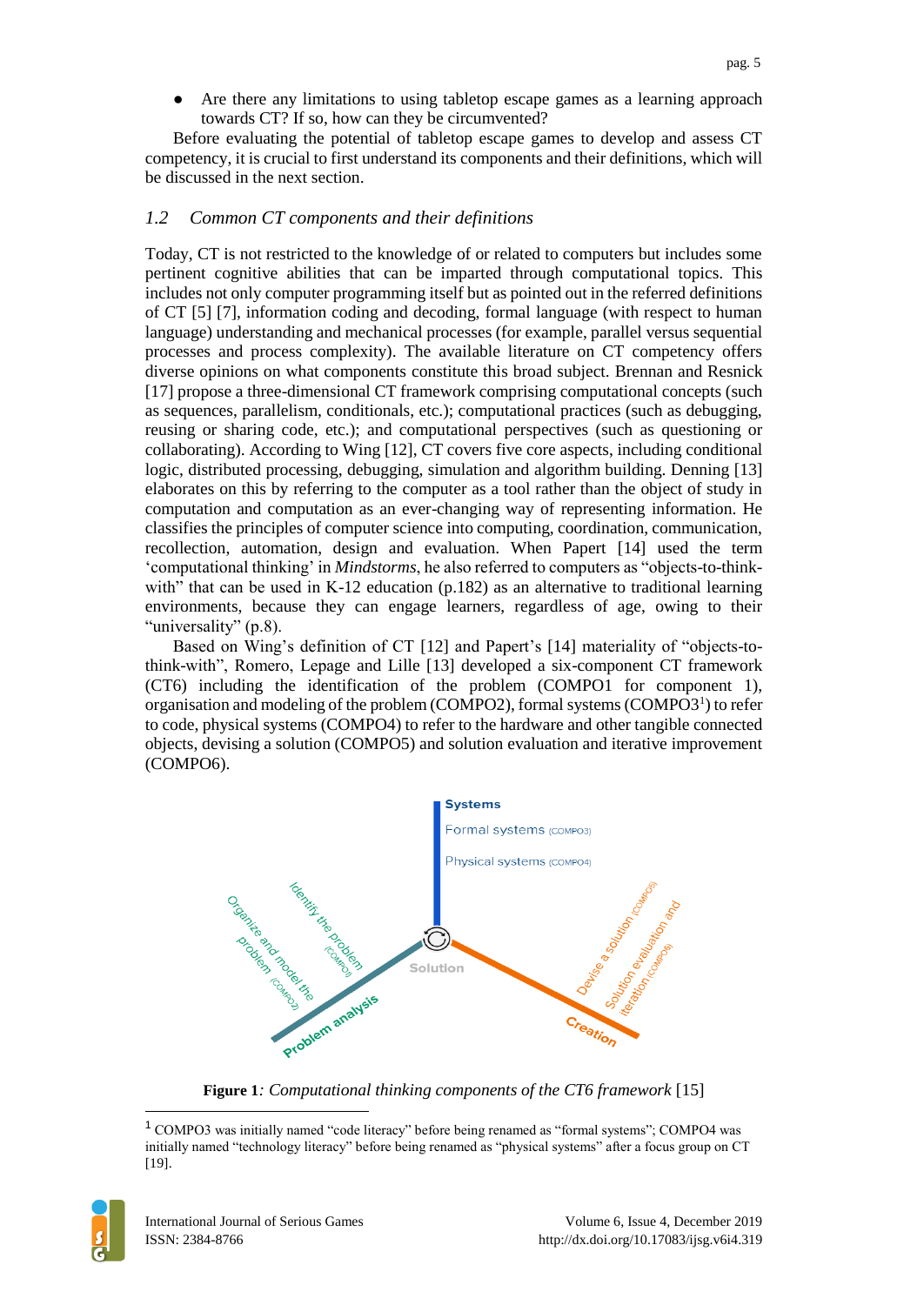- Are there any limitations to using tabletop escape games as a learning approach towards CT? If so, how can they be circumvented?

Before evaluating the potential of tabletop escape games to develop and assess CT competency, it is crucial to first understand its components and their definitions, which will be discussed in the next section.

### *1.2 Common CT components and their definitions*

Today, CT is not restricted to the knowledge of or related to computers but includes some pertinent cognitive abilities that can be imparted through computational topics. This includes not only computer programming itself but as pointed out in the referred definitions of CT [5] [7], information coding and decoding, formal language (with respect to human language) understanding and mechanical processes (for example, parallel versus sequential processes and process complexity). The available literature on CT competency offers diverse opinions on what components constitute this broad subject. Brennan and Resnick [17] propose a three-dimensional CT framework comprising computational concepts (such as sequences, parallelism, conditionals, etc.); computational practices (such as debugging, reusing or sharing code, etc.); and computational perspectives (such as questioning or collaborating). According to Wing [12], CT covers five core aspects, including conditional logic, distributed processing, debugging, simulation and algorithm building. Denning [13] elaborates on this by referring to the computer as a tool rather than the object of study in computation and computation as an ever-changing way of representing information. He classifies the principles of computer science into computing, coordination, communication, recollection, automation, design and evaluation. When Papert [14] used the term 'computational thinking' in *Mindstorms*, he also referred to computers as "objects-to-think-with" that can be used in K-12 education (p.182) as an alternative to traditional learning environments, because they can engage learners, regardless of age, owing to their "universality" (p.8).

Based on Wing's definition of CT [12] and Papert's [14] materiality of "objects-to-think-with", Romero, Lepage and Lille [13] developed a six-component CT framework (CT6) including the identification of the problem (COMPO1 for component 1), organisation and modeling of the problem (COMPO2), formal systems (COMPO3[1]) to refer to code, physical systems (COMPO4) to refer to the hardware and other tangible connected objects, devising a solution (COMPO5) and solution evaluation and iterative improvement (COMPO6).

**Figure 1**: *Computational thinking components of the CT6 framework* [15]

[1] COMPO3 was initially named "code literacy" before being renamed as "formal systems"; COMPO4 was initially named "technology literacy" before being renamed as "physical systems" after a focus group on CT [19].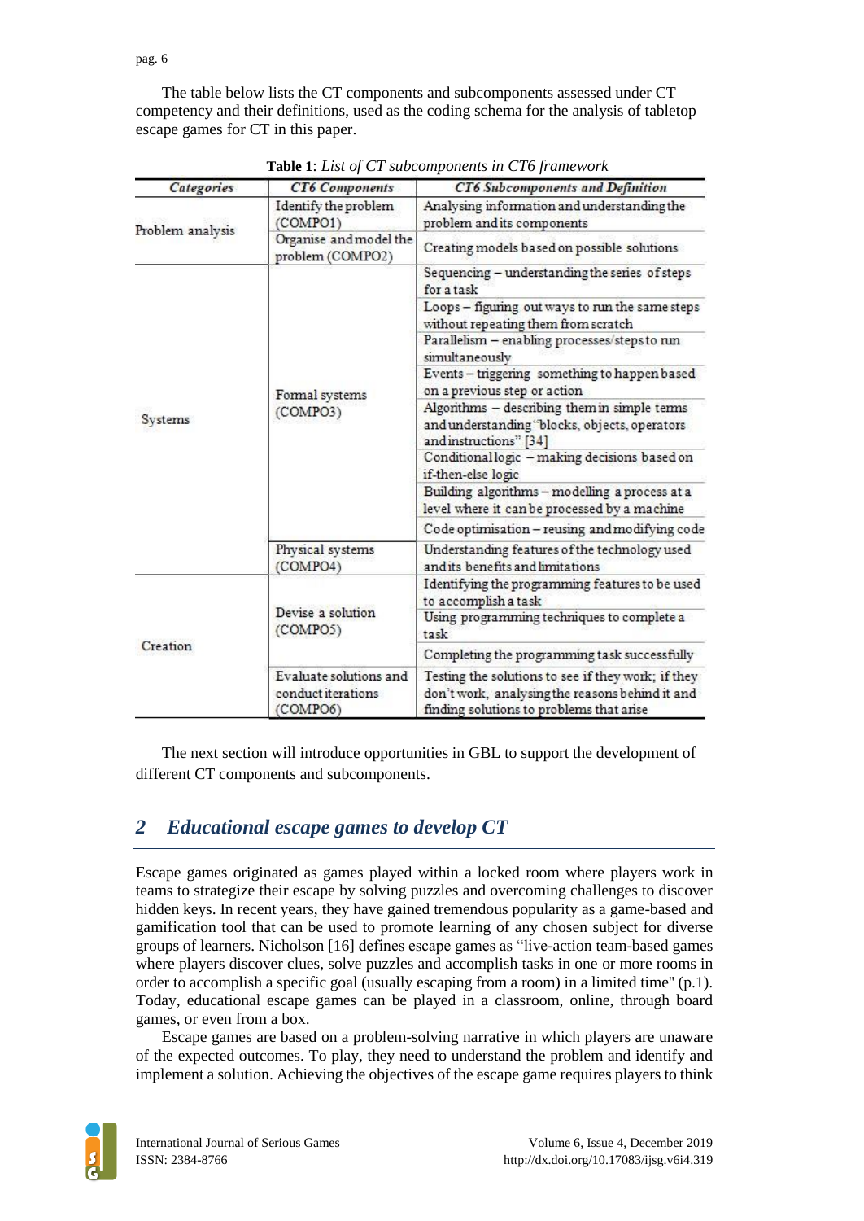The table below lists the CT components and subcomponents assessed under CT competency and their definitions, used as the coding schema for the analysis of tabletop escape games for CT in this paper.

**Table 1**: *List of CT subcomponents in CT6 framework*

| *Categories* | *CT6 Components* | *CT6 Subcomponents and Definition* |
|---|---|---|
| Problem analysis | Identify the problem (COMPO1) | Analysing information and understanding the problem and its components |
| | Organise and model the problem (COMPO2) | Creating models based on possible solutions |
| Systems | Formal systems (COMPO3) | Sequencing – understanding the series of steps for a task |
| | | Loops – figuring out ways to run the same steps without repeating them from scratch |
| | | Parallelism – enabling processes/steps to run simultaneously |
| | | Events – triggering something to happen based on a previous step or action |
| | | Algorithms – describing them in simple terms and understanding "blocks, objects, operators and instructions" [34] |
| | | Conditional logic – making decisions based on if-then-else logic |
| | | Building algorithms – modelling a process at a level where it can be processed by a machine |
| | | Code optimisation – reusing and modifying code |
| | Physical systems (COMPO4) | Understanding features of the technology used and its benefits and limitations |
| Creation | Devise a solution (COMPO5) | Identifying the programming features to be used to accomplish a task |
| | | Using programming techniques to complete a task |
| | | Completing the programming task successfully |
| | Evaluate solutions and conduct iterations (COMPO6) | Testing the solutions to see if they work; if they don't work, analysing the reasons behind it and finding solutions to problems that arise |

The next section will introduce opportunities in GBL to support the development of different CT components and subcomponents.

## 2 Educational escape games to develop CT

Escape games originated as games played within a locked room where players work in teams to strategize their escape by solving puzzles and overcoming challenges to discover hidden keys. In recent years, they have gained tremendous popularity as a game-based and gamification tool that can be used to promote learning of any chosen subject for diverse groups of learners. Nicholson [16] defines escape games as "live-action team-based games where players discover clues, solve puzzles and accomplish tasks in one or more rooms in order to accomplish a specific goal (usually escaping from a room) in a limited time" (p.1). Today, educational escape games can be played in a classroom, online, through board games, or even from a box.

Escape games are based on a problem-solving narrative in which players are unaware of the expected outcomes. To play, they need to understand the problem and identify and implement a solution. Achieving the objectives of the escape game requires players to think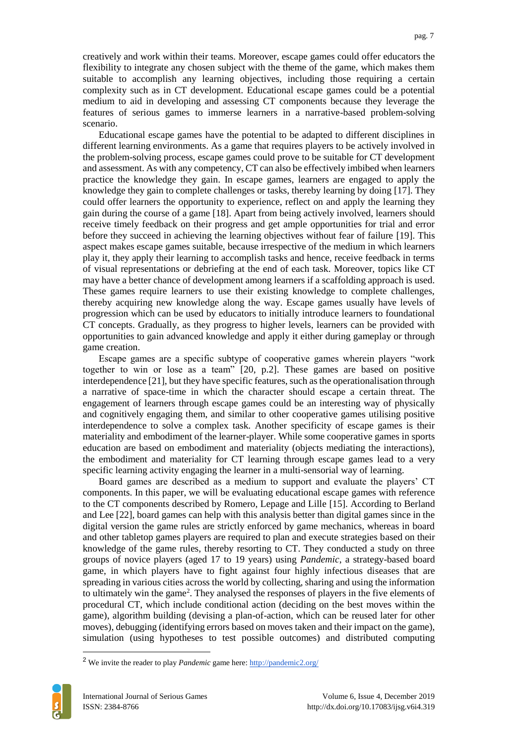creatively and work within their teams. Moreover, escape games could offer educators the flexibility to integrate any chosen subject with the theme of the game, which makes them suitable to accomplish any learning objectives, including those requiring a certain complexity such as in CT development. Educational escape games could be a potential medium to aid in developing and assessing CT components because they leverage the features of serious games to immerse learners in a narrative-based problem-solving scenario.

Educational escape games have the potential to be adapted to different disciplines in different learning environments. As a game that requires players to be actively involved in the problem-solving process, escape games could prove to be suitable for CT development and assessment. As with any competency, CT can also be effectively imbibed when learners practice the knowledge they gain. In escape games, learners are engaged to apply the knowledge they gain to complete challenges or tasks, thereby learning by doing [17]. They could offer learners the opportunity to experience, reflect on and apply the learning they gain during the course of a game [18]. Apart from being actively involved, learners should receive timely feedback on their progress and get ample opportunities for trial and error before they succeed in achieving the learning objectives without fear of failure [19]. This aspect makes escape games suitable, because irrespective of the medium in which learners play it, they apply their learning to accomplish tasks and hence, receive feedback in terms of visual representations or debriefing at the end of each task. Moreover, topics like CT may have a better chance of development among learners if a scaffolding approach is used. These games require learners to use their existing knowledge to complete challenges, thereby acquiring new knowledge along the way. Escape games usually have levels of progression which can be used by educators to initially introduce learners to foundational CT concepts. Gradually, as they progress to higher levels, learners can be provided with opportunities to gain advanced knowledge and apply it either during gameplay or through game creation.

Escape games are a specific subtype of cooperative games wherein players "work together to win or lose as a team" [20, p.2]. These games are based on positive interdependence [21], but they have specific features, such as the operationalisation through a narrative of space-time in which the character should escape a certain threat. The engagement of learners through escape games could be an interesting way of physically and cognitively engaging them, and similar to other cooperative games utilising positive interdependence to solve a complex task. Another specificity of escape games is their materiality and embodiment of the learner-player. While some cooperative games in sports education are based on embodiment and materiality (objects mediating the interactions), the embodiment and materiality for CT learning through escape games lead to a very specific learning activity engaging the learner in a multi-sensorial way of learning.

Board games are described as a medium to support and evaluate the players' CT components. In this paper, we will be evaluating educational escape games with reference to the CT components described by Romero, Lepage and Lille [15]. According to Berland and Lee [22], board games can help with this analysis better than digital games since in the digital version the game rules are strictly enforced by game mechanics, whereas in board and other tabletop games players are required to plan and execute strategies based on their knowledge of the game rules, thereby resorting to CT. They conducted a study on three groups of novice players (aged 17 to 19 years) using *Pandemic*, a strategy-based board game, in which players have to fight against four highly infectious diseases that are spreading in various cities across the world by collecting, sharing and using the information to ultimately win the game[2]. They analysed the responses of players in the five elements of procedural CT, which include conditional action (deciding on the best moves within the game), algorithm building (devising a plan-of-action, which can be reused later for other moves), debugging (identifying errors based on moves taken and their impact on the game), simulation (using hypotheses to test possible outcomes) and distributed computing

[2] We invite the reader to play *Pandemic* game here: http://pandemic2.org/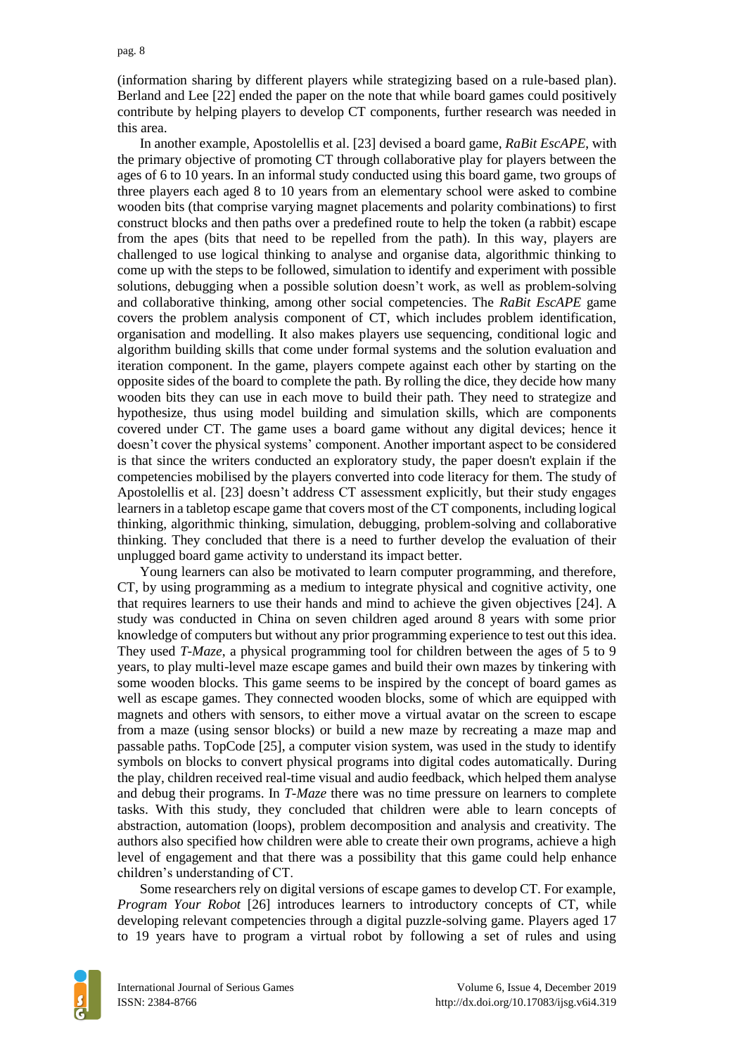(information sharing by different players while strategizing based on a rule-based plan). Berland and Lee [22] ended the paper on the note that while board games could positively contribute by helping players to develop CT components, further research was needed in this area.

In another example, Apostolellis et al. [23] devised a board game, *RaBit EscAPE*, with the primary objective of promoting CT through collaborative play for players between the ages of 6 to 10 years. In an informal study conducted using this board game, two groups of three players each aged 8 to 10 years from an elementary school were asked to combine wooden bits (that comprise varying magnet placements and polarity combinations) to first construct blocks and then paths over a predefined route to help the token (a rabbit) escape from the apes (bits that need to be repelled from the path). In this way, players are challenged to use logical thinking to analyse and organise data, algorithmic thinking to come up with the steps to be followed, simulation to identify and experiment with possible solutions, debugging when a possible solution doesn't work, as well as problem-solving and collaborative thinking, among other social competencies. The *RaBit EscAPE* game covers the problem analysis component of CT, which includes problem identification, organisation and modelling. It also makes players use sequencing, conditional logic and algorithm building skills that come under formal systems and the solution evaluation and iteration component. In the game, players compete against each other by starting on the opposite sides of the board to complete the path. By rolling the dice, they decide how many wooden bits they can use in each move to build their path. They need to strategize and hypothesize, thus using model building and simulation skills, which are components covered under CT. The game uses a board game without any digital devices; hence it doesn't cover the physical systems' component. Another important aspect to be considered is that since the writers conducted an exploratory study, the paper doesn't explain if the competencies mobilised by the players converted into code literacy for them. The study of Apostolellis et al. [23] doesn't address CT assessment explicitly, but their study engages learners in a tabletop escape game that covers most of the CT components, including logical thinking, algorithmic thinking, simulation, debugging, problem-solving and collaborative thinking. They concluded that there is a need to further develop the evaluation of their unplugged board game activity to understand its impact better.

Young learners can also be motivated to learn computer programming, and therefore, CT, by using programming as a medium to integrate physical and cognitive activity, one that requires learners to use their hands and mind to achieve the given objectives [24]. A study was conducted in China on seven children aged around 8 years with some prior knowledge of computers but without any prior programming experience to test out this idea. They used *T-Maze*, a physical programming tool for children between the ages of 5 to 9 years, to play multi-level maze escape games and build their own mazes by tinkering with some wooden blocks. This game seems to be inspired by the concept of board games as well as escape games. They connected wooden blocks, some of which are equipped with magnets and others with sensors, to either move a virtual avatar on the screen to escape from a maze (using sensor blocks) or build a new maze by recreating a maze map and passable paths. TopCode [25], a computer vision system, was used in the study to identify symbols on blocks to convert physical programs into digital codes automatically. During the play, children received real-time visual and audio feedback, which helped them analyse and debug their programs. In *T-Maze* there was no time pressure on learners to complete tasks. With this study, they concluded that children were able to learn concepts of abstraction, automation (loops), problem decomposition and analysis and creativity. The authors also specified how children were able to create their own programs, achieve a high level of engagement and that there was a possibility that this game could help enhance children's understanding of CT.

Some researchers rely on digital versions of escape games to develop CT. For example, *Program Your Robot* [26] introduces learners to introductory concepts of CT, while developing relevant competencies through a digital puzzle-solving game. Players aged 17 to 19 years have to program a virtual robot by following a set of rules and using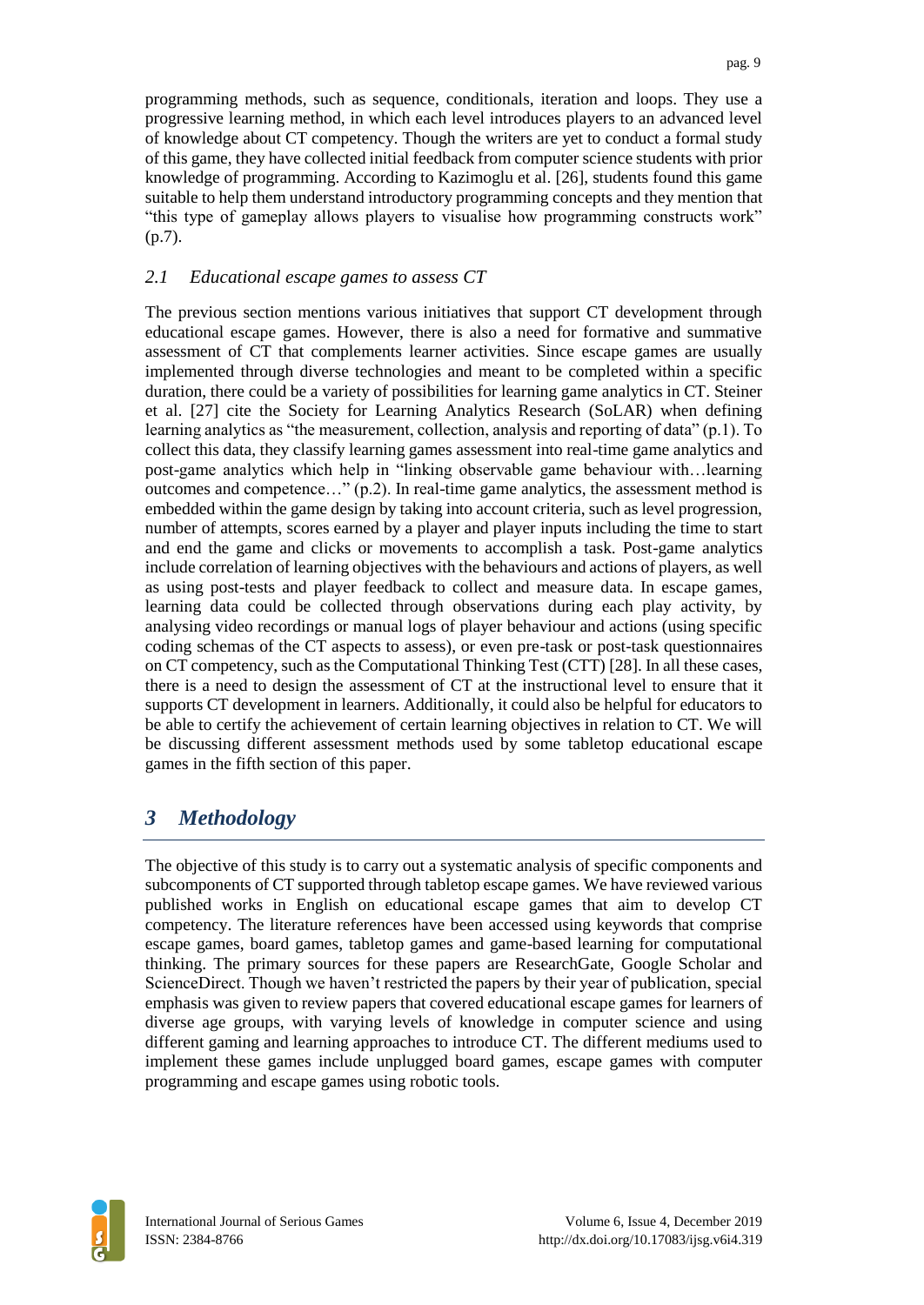programming methods, such as sequence, conditionals, iteration and loops. They use a progressive learning method, in which each level introduces players to an advanced level of knowledge about CT competency. Though the writers are yet to conduct a formal study of this game, they have collected initial feedback from computer science students with prior knowledge of programming. According to Kazimoglu et al. [26], students found this game suitable to help them understand introductory programming concepts and they mention that "this type of gameplay allows players to visualise how programming constructs work" (p.7).

### *2.1 Educational escape games to assess CT*

The previous section mentions various initiatives that support CT development through educational escape games. However, there is also a need for formative and summative assessment of CT that complements learner activities. Since escape games are usually implemented through diverse technologies and meant to be completed within a specific duration, there could be a variety of possibilities for learning game analytics in CT. Steiner et al. [27] cite the Society for Learning Analytics Research (SoLAR) when defining learning analytics as "the measurement, collection, analysis and reporting of data" (p.1). To collect this data, they classify learning games assessment into real-time game analytics and post-game analytics which help in "linking observable game behaviour with…learning outcomes and competence…" (p.2). In real-time game analytics, the assessment method is embedded within the game design by taking into account criteria, such as level progression, number of attempts, scores earned by a player and player inputs including the time to start and end the game and clicks or movements to accomplish a task. Post-game analytics include correlation of learning objectives with the behaviours and actions of players, as well as using post-tests and player feedback to collect and measure data. In escape games, learning data could be collected through observations during each play activity, by analysing video recordings or manual logs of player behaviour and actions (using specific coding schemas of the CT aspects to assess), or even pre-task or post-task questionnaires on CT competency, such as the Computational Thinking Test (CTT) [28]. In all these cases, there is a need to design the assessment of CT at the instructional level to ensure that it supports CT development in learners. Additionally, it could also be helpful for educators to be able to certify the achievement of certain learning objectives in relation to CT. We will be discussing different assessment methods used by some tabletop educational escape games in the fifth section of this paper.

## *3 Methodology*

The objective of this study is to carry out a systematic analysis of specific components and subcomponents of CT supported through tabletop escape games. We have reviewed various published works in English on educational escape games that aim to develop CT competency. The literature references have been accessed using keywords that comprise escape games, board games, tabletop games and game-based learning for computational thinking. The primary sources for these papers are ResearchGate, Google Scholar and ScienceDirect. Though we haven't restricted the papers by their year of publication, special emphasis was given to review papers that covered educational escape games for learners of diverse age groups, with varying levels of knowledge in computer science and using different gaming and learning approaches to introduce CT. The different mediums used to implement these games include unplugged board games, escape games with computer programming and escape games using robotic tools.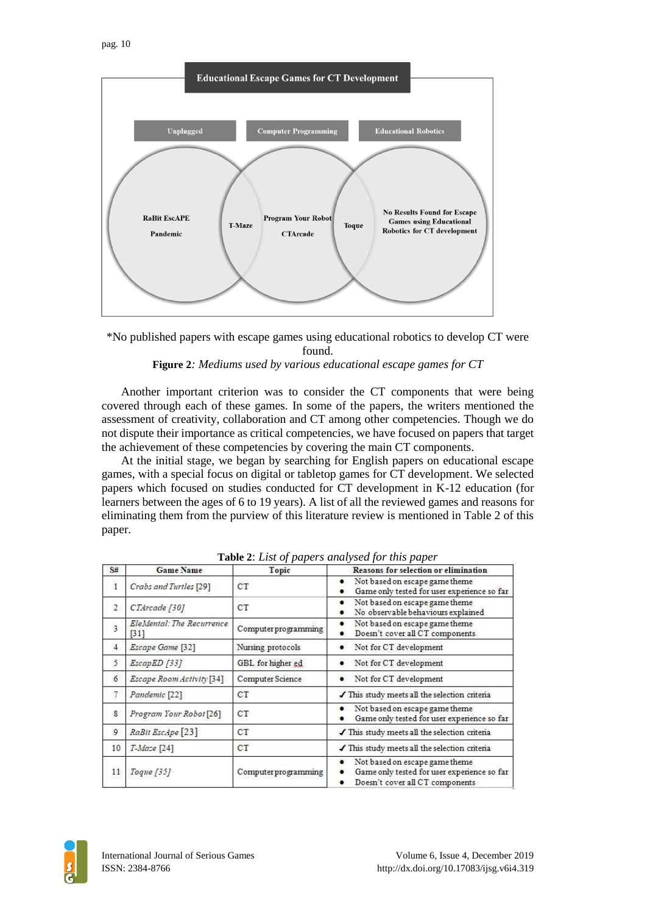**Educational Escape Games for CT Development**

| Unplugged | Computer Programming | Educational Robotics |
|---|---|---|
| RaBit EscAPE, Pandemic | Program Your Robot, CTArcade | No Results Found for Escape Games using Educational Robotics for CT development |

Overlap Unplugged / Computer Programming: T-Maze
Overlap Computer Programming / Educational Robotics: Toque

*No published papers with escape games using educational robotics to develop CT were found.

**Figure 2**: *Mediums used by various educational escape games for CT*

Another important criterion was to consider the CT components that were being covered through each of these games. In some of the papers, the writers mentioned the assessment of creativity, collaboration and CT among other competencies. Though we do not dispute their importance as critical competencies, we have focused on papers that target the achievement of these competencies by covering the main CT components.

At the initial stage, we began by searching for English papers on educational escape games, with a special focus on digital or tabletop games for CT development. We selected papers which focused on studies conducted for CT development in K-12 education (for learners between the ages of 6 to 19 years). A list of all the reviewed games and reasons for eliminating them from the purview of this literature review is mentioned in Table 2 of this paper.

**Table 2**: *List of papers analysed for this paper*

| S# | Game Name | Topic | Reasons for selection or elimination |
|---|---|---|---|
| 1 | *Crabs and Turtles* [29] | CT | • Not based on escape game theme<br>• Game only tested for user experience so far |
| 2 | *CTArcade [30]* | CT | • Not based on escape game theme<br>• No observable behaviours explained |
| 3 | *EleMental: The Recurrence* [31] | Computer programming | • Not based on escape game theme<br>• Doesn't cover all CT components |
| 4 | *Escape Game* [32] | Nursing protocols | • Not for CT development |
| 5 | *EscapED [33]* | GBL for higher ed | • Not for CT development |
| 6 | *Escape Room Activity* [34] | Computer Science | • Not for CT development |
| 7 | *Pandemic* [22] | CT | ✓ This study meets all the selection criteria |
| 8 | *Program Your Robot* [26] | CT | • Not based on escape game theme<br>• Game only tested for user experience so far |
| 9 | *RaBit EscApe* [23] | CT | ✓ This study meets all the selection criteria |
| 10 | *T-Maze* [24] | CT | ✓ This study meets all the selection criteria |
| 11 | *Toque [35]* | Computer programming | • Not based on escape game theme<br>• Game only tested for user experience so far<br>• Doesn't cover all CT components |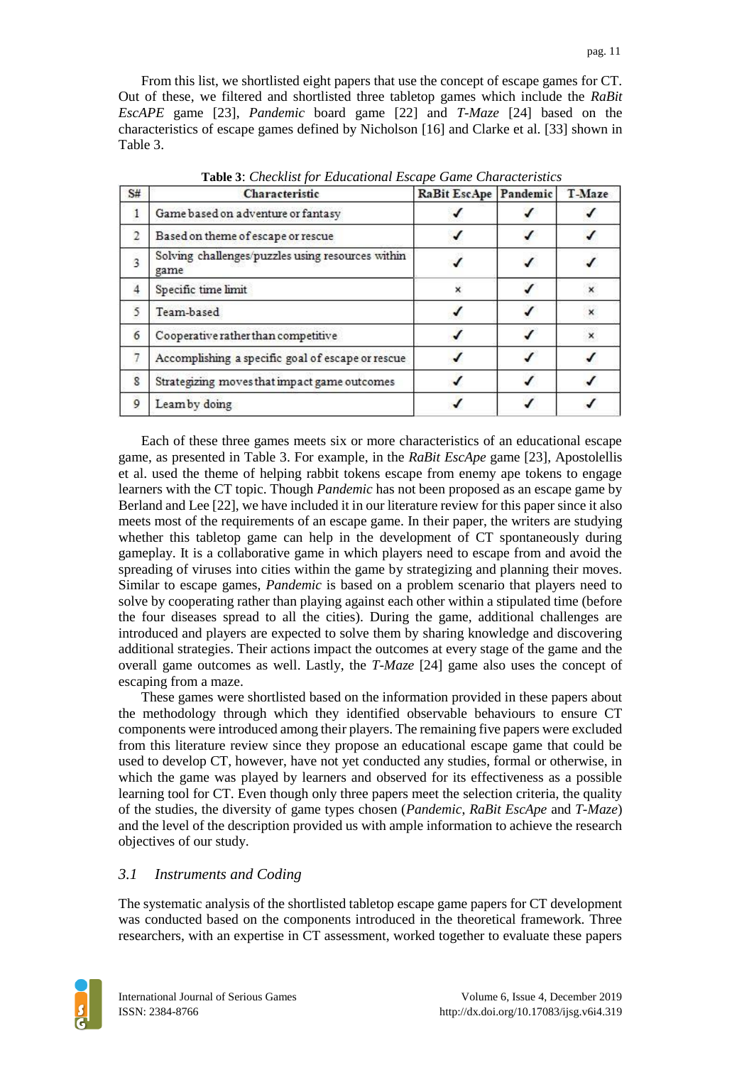From this list, we shortlisted eight papers that use the concept of escape games for CT. Out of these, we filtered and shortlisted three tabletop games which include the *RaBit EscAPE* game [23], *Pandemic* board game [22] and *T-Maze* [24] based on the characteristics of escape games defined by Nicholson [16] and Clarke et al. [33] shown in Table 3.

**Table 3**: *Checklist for Educational Escape Game Characteristics*

| S# | Characteristic | RaBit EscApe | Pandemic | T-Maze |
|---|---|---|---|---|
| 1 | Game based on adventure or fantasy | ✓ | ✓ | ✓ |
| 2 | Based on theme of escape or rescue | ✓ | ✓ | ✓ |
| 3 | Solving challenges/puzzles using resources within game | ✓ | ✓ | ✓ |
| 4 | Specific time limit | × | ✓ | × |
| 5 | Team-based | ✓ | ✓ | × |
| 6 | Cooperative rather than competitive | ✓ | ✓ | × |
| 7 | Accomplishing a specific goal of escape or rescue | ✓ | ✓ | ✓ |
| 8 | Strategizing moves that impact game outcomes | ✓ | ✓ | ✓ |
| 9 | Learn by doing | ✓ | ✓ | ✓ |

Each of these three games meets six or more characteristics of an educational escape game, as presented in Table 3. For example, in the *RaBit EscApe* game [23], Apostolellis et al. used the theme of helping rabbit tokens escape from enemy ape tokens to engage learners with the CT topic. Though *Pandemic* has not been proposed as an escape game by Berland and Lee [22], we have included it in our literature review for this paper since it also meets most of the requirements of an escape game. In their paper, the writers are studying whether this tabletop game can help in the development of CT spontaneously during gameplay. It is a collaborative game in which players need to escape from and avoid the spreading of viruses into cities within the game by strategizing and planning their moves. Similar to escape games, *Pandemic* is based on a problem scenario that players need to solve by cooperating rather than playing against each other within a stipulated time (before the four diseases spread to all the cities). During the game, additional challenges are introduced and players are expected to solve them by sharing knowledge and discovering additional strategies. Their actions impact the outcomes at every stage of the game and the overall game outcomes as well. Lastly, the *T-Maze* [24] game also uses the concept of escaping from a maze.

These games were shortlisted based on the information provided in these papers about the methodology through which they identified observable behaviours to ensure CT components were introduced among their players. The remaining five papers were excluded from this literature review since they propose an educational escape game that could be used to develop CT, however, have not yet conducted any studies, formal or otherwise, in which the game was played by learners and observed for its effectiveness as a possible learning tool for CT. Even though only three papers meet the selection criteria, the quality of the studies, the diversity of game types chosen (*Pandemic*, *RaBit EscApe* and *T-Maze*) and the level of the description provided us with ample information to achieve the research objectives of our study.

### *3.1 Instruments and Coding*

The systematic analysis of the shortlisted tabletop escape game papers for CT development was conducted based on the components introduced in the theoretical framework. Three researchers, with an expertise in CT assessment, worked together to evaluate these papers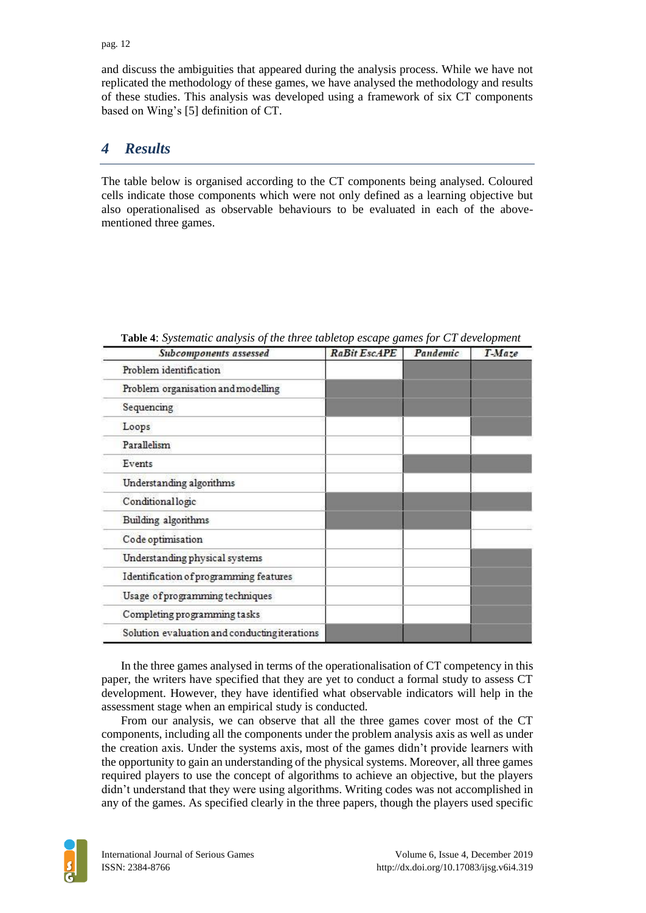and discuss the ambiguities that appeared during the analysis process. While we have not replicated the methodology of these games, we have analysed the methodology and results of these studies. This analysis was developed using a framework of six CT components based on Wing's [5] definition of CT.

## 4 Results

The table below is organised according to the CT components being analysed. Coloured cells indicate those components which were not only defined as a learning objective but also operationalised as observable behaviours to be evaluated in each of the above-mentioned three games.

**Table 4**: *Systematic analysis of the three tabletop escape games for CT development*

| *Subcomponents assessed* | *RaBit EscAPE* | *Pandemic* | *T-Maze* |
|---|---|---|---|
| Problem identification | | ■ | ■ |
| Problem organisation and modelling | ■ | ■ | ■ |
| Sequencing | ■ | ■ | ■ |
| Loops | | | ■ |
| Parallelism | | | |
| Events | | ■ | ■ |
| Understanding algorithms | | | |
| Conditional logic | ■ | ■ | ■ |
| Building algorithms | ■ | ■ | |
| Code optimisation | | | |
| Understanding physical systems | | | ■ |
| Identification of programming features | | | ■ |
| Usage of programming techniques | | | ■ |
| Completing programming tasks | | | ■ |
| Solution evaluation and conducting iterations | ■ | ■ | ■ |

In the three games analysed in terms of the operationalisation of CT competency in this paper, the writers have specified that they are yet to conduct a formal study to assess CT development. However, they have identified what observable indicators will help in the assessment stage when an empirical study is conducted.

From our analysis, we can observe that all the three games cover most of the CT components, including all the components under the problem analysis axis as well as under the creation axis. Under the systems axis, most of the games didn't provide learners with the opportunity to gain an understanding of the physical systems. Moreover, all three games required players to use the concept of algorithms to achieve an objective, but the players didn't understand that they were using algorithms. Writing codes was not accomplished in any of the games. As specified clearly in the three papers, though the players used specific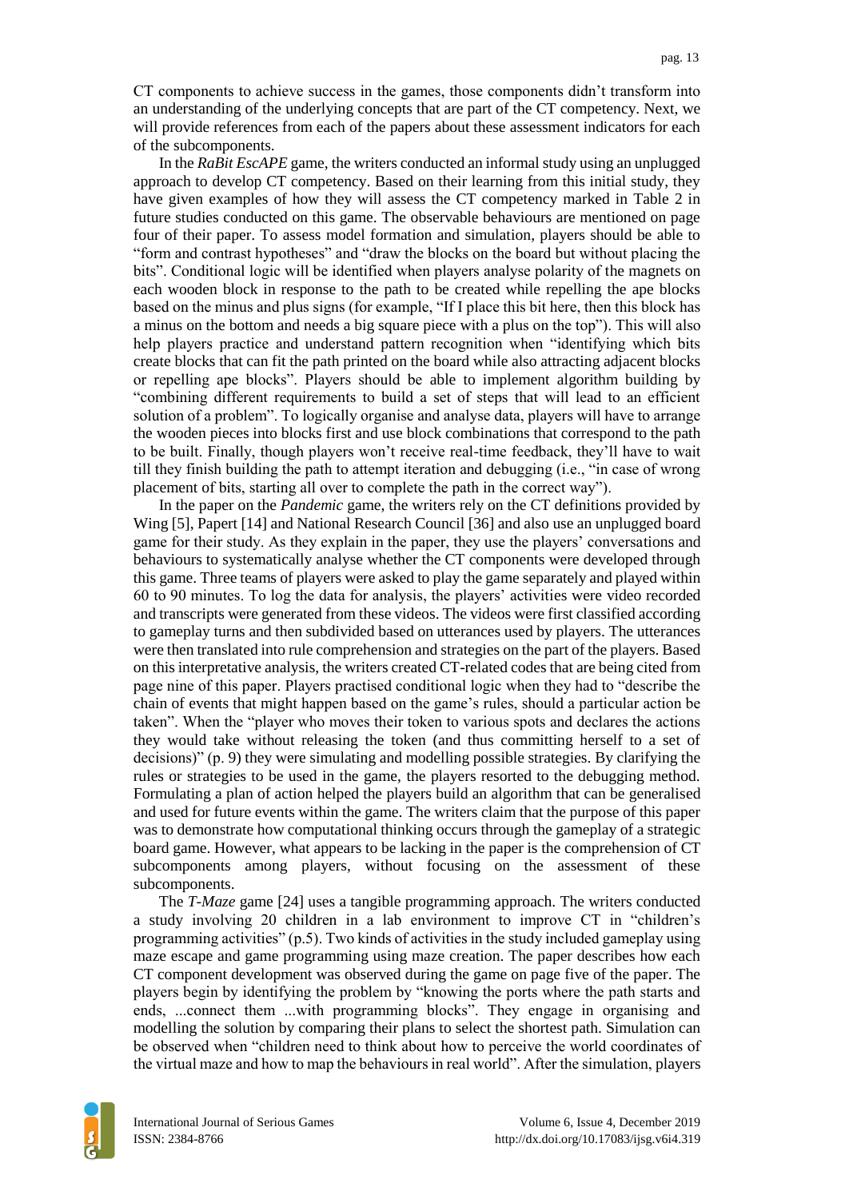CT components to achieve success in the games, those components didn't transform into an understanding of the underlying concepts that are part of the CT competency. Next, we will provide references from each of the papers about these assessment indicators for each of the subcomponents.

In the *RaBit EscAPE* game, the writers conducted an informal study using an unplugged approach to develop CT competency. Based on their learning from this initial study, they have given examples of how they will assess the CT competency marked in Table 2 in future studies conducted on this game. The observable behaviours are mentioned on page four of their paper. To assess model formation and simulation, players should be able to "form and contrast hypotheses" and "draw the blocks on the board but without placing the bits". Conditional logic will be identified when players analyse polarity of the magnets on each wooden block in response to the path to be created while repelling the ape blocks based on the minus and plus signs (for example, "If I place this bit here, then this block has a minus on the bottom and needs a big square piece with a plus on the top"). This will also help players practice and understand pattern recognition when "identifying which bits create blocks that can fit the path printed on the board while also attracting adjacent blocks or repelling ape blocks". Players should be able to implement algorithm building by "combining different requirements to build a set of steps that will lead to an efficient solution of a problem". To logically organise and analyse data, players will have to arrange the wooden pieces into blocks first and use block combinations that correspond to the path to be built. Finally, though players won't receive real-time feedback, they'll have to wait till they finish building the path to attempt iteration and debugging (i.e., "in case of wrong placement of bits, starting all over to complete the path in the correct way").

In the paper on the *Pandemic* game, the writers rely on the CT definitions provided by Wing [5], Papert [14] and National Research Council [36] and also use an unplugged board game for their study. As they explain in the paper, they use the players' conversations and behaviours to systematically analyse whether the CT components were developed through this game. Three teams of players were asked to play the game separately and played within 60 to 90 minutes. To log the data for analysis, the players' activities were video recorded and transcripts were generated from these videos. The videos were first classified according to gameplay turns and then subdivided based on utterances used by players. The utterances were then translated into rule comprehension and strategies on the part of the players. Based on this interpretative analysis, the writers created CT-related codes that are being cited from page nine of this paper. Players practised conditional logic when they had to "describe the chain of events that might happen based on the game's rules, should a particular action be taken". When the "player who moves their token to various spots and declares the actions they would take without releasing the token (and thus committing herself to a set of decisions)" (p. 9) they were simulating and modelling possible strategies. By clarifying the rules or strategies to be used in the game, the players resorted to the debugging method. Formulating a plan of action helped the players build an algorithm that can be generalised and used for future events within the game. The writers claim that the purpose of this paper was to demonstrate how computational thinking occurs through the gameplay of a strategic board game. However, what appears to be lacking in the paper is the comprehension of CT subcomponents among players, without focusing on the assessment of these subcomponents.

The *T-Maze* game [24] uses a tangible programming approach. The writers conducted a study involving 20 children in a lab environment to improve CT in "children's programming activities" (p.5). Two kinds of activities in the study included gameplay using maze escape and game programming using maze creation. The paper describes how each CT component development was observed during the game on page five of the paper. The players begin by identifying the problem by "knowing the ports where the path starts and ends, ...connect them ...with programming blocks". They engage in organising and modelling the solution by comparing their plans to select the shortest path. Simulation can be observed when "children need to think about how to perceive the world coordinates of the virtual maze and how to map the behaviours in real world". After the simulation, players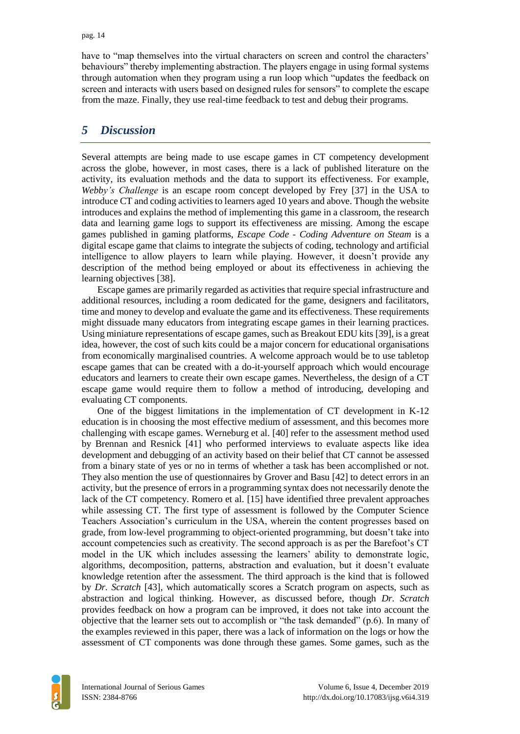have to "map themselves into the virtual characters on screen and control the characters' behaviours" thereby implementing abstraction. The players engage in using formal systems through automation when they program using a run loop which "updates the feedback on screen and interacts with users based on designed rules for sensors" to complete the escape from the maze. Finally, they use real-time feedback to test and debug their programs.

## 5 *Discussion*

Several attempts are being made to use escape games in CT competency development across the globe, however, in most cases, there is a lack of published literature on the activity, its evaluation methods and the data to support its effectiveness. For example, *Webby's Challenge* is an escape room concept developed by Frey [37] in the USA to introduce CT and coding activities to learners aged 10 years and above. Though the website introduces and explains the method of implementing this game in a classroom, the research data and learning game logs to support its effectiveness are missing. Among the escape games published in gaming platforms, *Escape Code - Coding Adventure on Steam* is a digital escape game that claims to integrate the subjects of coding, technology and artificial intelligence to allow players to learn while playing. However, it doesn't provide any description of the method being employed or about its effectiveness in achieving the learning objectives [38].

Escape games are primarily regarded as activities that require special infrastructure and additional resources, including a room dedicated for the game, designers and facilitators, time and money to develop and evaluate the game and its effectiveness. These requirements might dissuade many educators from integrating escape games in their learning practices. Using miniature representations of escape games, such as Breakout EDU kits [39], is a great idea, however, the cost of such kits could be a major concern for educational organisations from economically marginalised countries. A welcome approach would be to use tabletop escape games that can be created with a do-it-yourself approach which would encourage educators and learners to create their own escape games. Nevertheless, the design of a CT escape game would require them to follow a method of introducing, developing and evaluating CT components.

One of the biggest limitations in the implementation of CT development in K-12 education is in choosing the most effective medium of assessment, and this becomes more challenging with escape games. Werneburg et al. [40] refer to the assessment method used by Brennan and Resnick [41] who performed interviews to evaluate aspects like idea development and debugging of an activity based on their belief that CT cannot be assessed from a binary state of yes or no in terms of whether a task has been accomplished or not. They also mention the use of questionnaires by Grover and Basu [42] to detect errors in an activity, but the presence of errors in a programming syntax does not necessarily denote the lack of the CT competency. Romero et al. [15] have identified three prevalent approaches while assessing CT. The first type of assessment is followed by the Computer Science Teachers Association's curriculum in the USA, wherein the content progresses based on grade, from low-level programming to object-oriented programming, but doesn't take into account competencies such as creativity. The second approach is as per the Barefoot's CT model in the UK which includes assessing the learners' ability to demonstrate logic, algorithms, decomposition, patterns, abstraction and evaluation, but it doesn't evaluate knowledge retention after the assessment. The third approach is the kind that is followed by *Dr. Scratch* [43], which automatically scores a Scratch program on aspects, such as abstraction and logical thinking. However, as discussed before, though *Dr. Scratch* provides feedback on how a program can be improved, it does not take into account the objective that the learner sets out to accomplish or "the task demanded" (p.6). In many of the examples reviewed in this paper, there was a lack of information on the logs or how the assessment of CT components was done through these games. Some games, such as the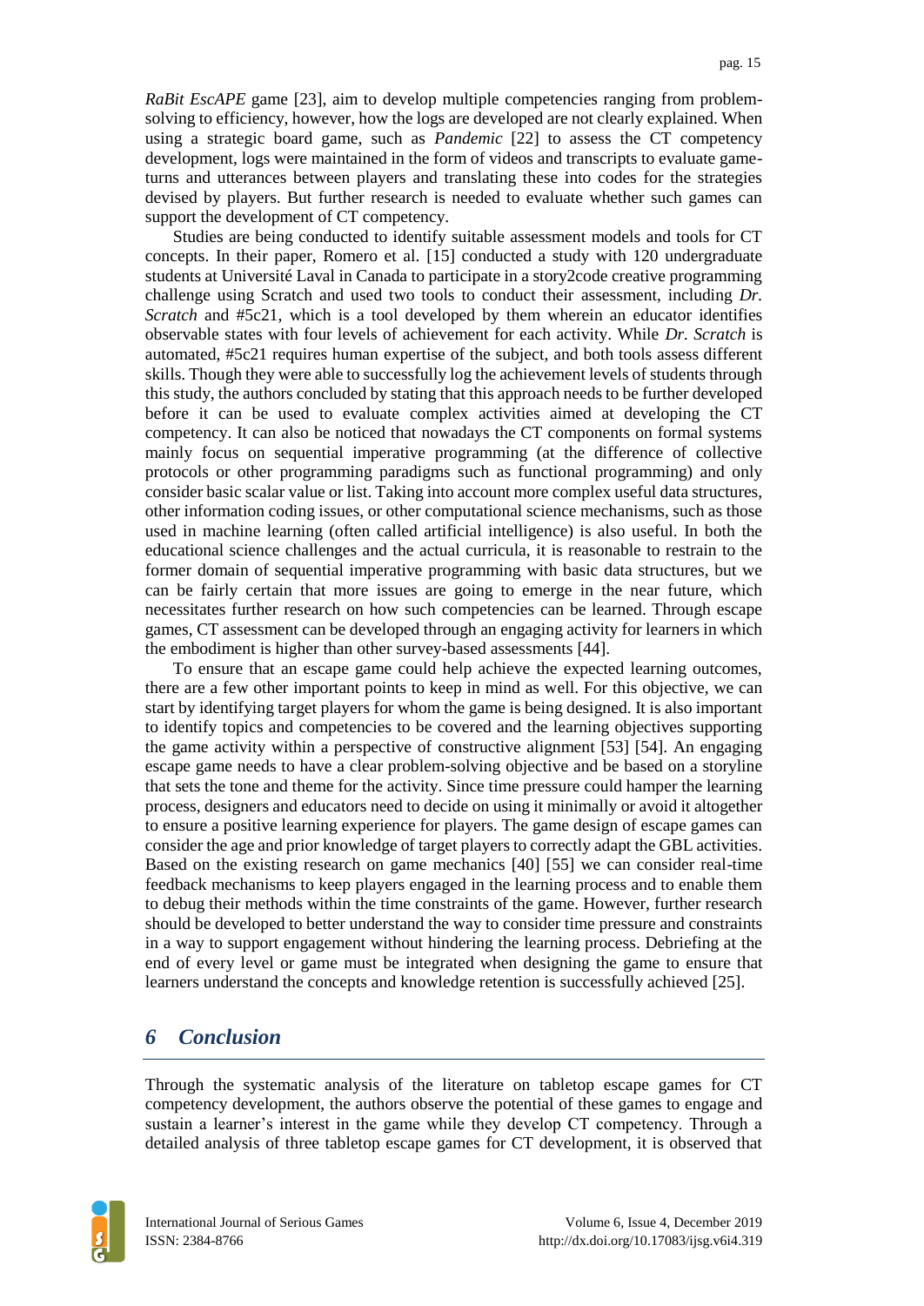*RaBit EscAPE* game [23], aim to develop multiple competencies ranging from problem-solving to efficiency, however, how the logs are developed are not clearly explained. When using a strategic board game, such as *Pandemic* [22] to assess the CT competency development, logs were maintained in the form of videos and transcripts to evaluate game-turns and utterances between players and translating these into codes for the strategies devised by players. But further research is needed to evaluate whether such games can support the development of CT competency.

Studies are being conducted to identify suitable assessment models and tools for CT concepts. In their paper, Romero et al. [15] conducted a study with 120 undergraduate students at Université Laval in Canada to participate in a story2code creative programming challenge using Scratch and used two tools to conduct their assessment, including *Dr. Scratch* and #5c21, which is a tool developed by them wherein an educator identifies observable states with four levels of achievement for each activity. While *Dr. Scratch* is automated, #5c21 requires human expertise of the subject, and both tools assess different skills. Though they were able to successfully log the achievement levels of students through this study, the authors concluded by stating that this approach needs to be further developed before it can be used to evaluate complex activities aimed at developing the CT competency. It can also be noticed that nowadays the CT components on formal systems mainly focus on sequential imperative programming (at the difference of collective protocols or other programming paradigms such as functional programming) and only consider basic scalar value or list. Taking into account more complex useful data structures, other information coding issues, or other computational science mechanisms, such as those used in machine learning (often called artificial intelligence) is also useful. In both the educational science challenges and the actual curricula, it is reasonable to restrain to the former domain of sequential imperative programming with basic data structures, but we can be fairly certain that more issues are going to emerge in the near future, which necessitates further research on how such competencies can be learned. Through escape games, CT assessment can be developed through an engaging activity for learners in which the embodiment is higher than other survey-based assessments [44].

To ensure that an escape game could help achieve the expected learning outcomes, there are a few other important points to keep in mind as well. For this objective, we can start by identifying target players for whom the game is being designed. It is also important to identify topics and competencies to be covered and the learning objectives supporting the game activity within a perspective of constructive alignment [53] [54]. An engaging escape game needs to have a clear problem-solving objective and be based on a storyline that sets the tone and theme for the activity. Since time pressure could hamper the learning process, designers and educators need to decide on using it minimally or avoid it altogether to ensure a positive learning experience for players. The game design of escape games can consider the age and prior knowledge of target players to correctly adapt the GBL activities. Based on the existing research on game mechanics [40] [55] we can consider real-time feedback mechanisms to keep players engaged in the learning process and to enable them to debug their methods within the time constraints of the game. However, further research should be developed to better understand the way to consider time pressure and constraints in a way to support engagement without hindering the learning process. Debriefing at the end of every level or game must be integrated when designing the game to ensure that learners understand the concepts and knowledge retention is successfully achieved [25].

## 6 Conclusion

Through the systematic analysis of the literature on tabletop escape games for CT competency development, the authors observe the potential of these games to engage and sustain a learner's interest in the game while they develop CT competency. Through a detailed analysis of three tabletop escape games for CT development, it is observed that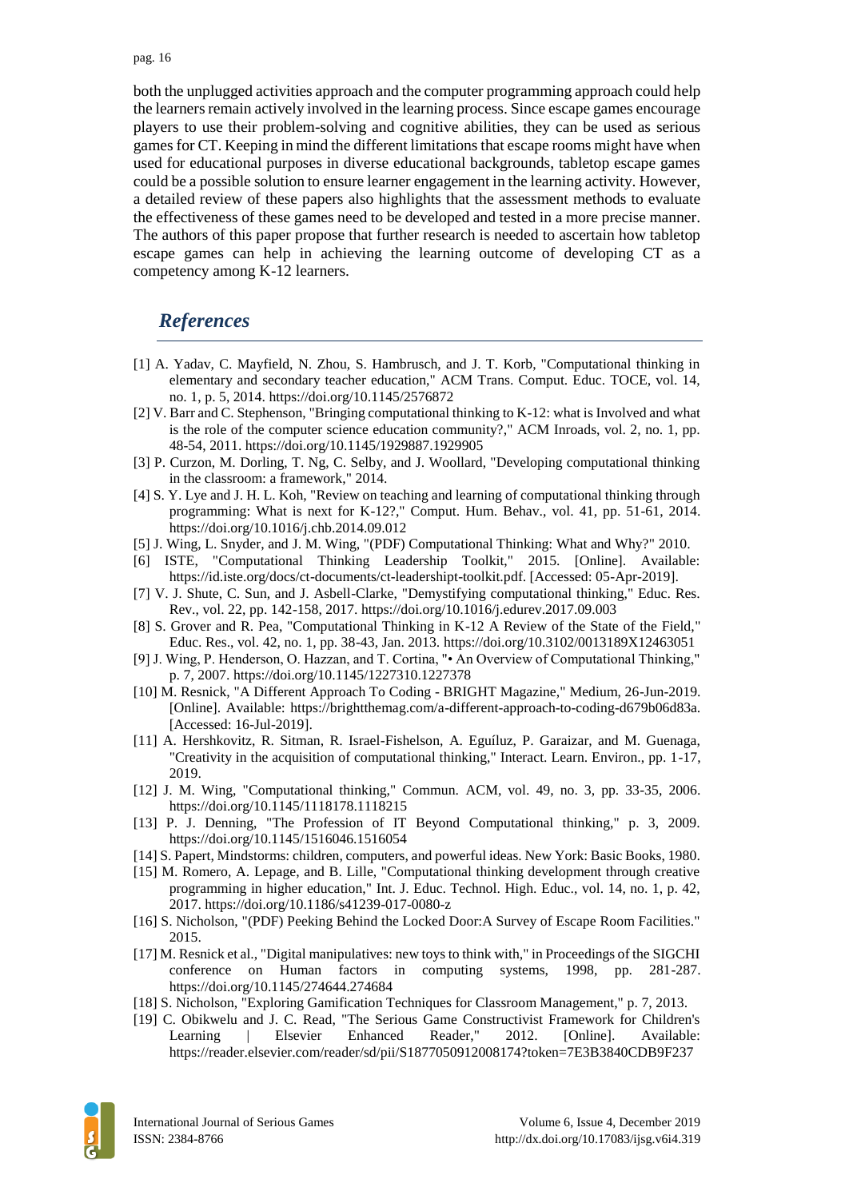both the unplugged activities approach and the computer programming approach could help the learners remain actively involved in the learning process. Since escape games encourage players to use their problem-solving and cognitive abilities, they can be used as serious games for CT. Keeping in mind the different limitations that escape rooms might have when used for educational purposes in diverse educational backgrounds, tabletop escape games could be a possible solution to ensure learner engagement in the learning activity. However, a detailed review of these papers also highlights that the assessment methods to evaluate the effectiveness of these games need to be developed and tested in a more precise manner. The authors of this paper propose that further research is needed to ascertain how tabletop escape games can help in achieving the learning outcome of developing CT as a competency among K-12 learners.

## References

[1] A. Yadav, C. Mayfield, N. Zhou, S. Hambrusch, and J. T. Korb, "Computational thinking in elementary and secondary teacher education," ACM Trans. Comput. Educ. TOCE, vol. 14, no. 1, p. 5, 2014. https://doi.org/10.1145/2576872

[2] V. Barr and C. Stephenson, "Bringing computational thinking to K-12: what is Involved and what is the role of the computer science education community?," ACM Inroads, vol. 2, no. 1, pp. 48-54, 2011. https://doi.org/10.1145/1929887.1929905

[3] P. Curzon, M. Dorling, T. Ng, C. Selby, and J. Woollard, "Developing computational thinking in the classroom: a framework," 2014.

[4] S. Y. Lye and J. H. L. Koh, "Review on teaching and learning of computational thinking through programming: What is next for K-12?," Comput. Hum. Behav., vol. 41, pp. 51-61, 2014. https://doi.org/10.1016/j.chb.2014.09.012

[5] J. Wing, L. Snyder, and J. M. Wing, "(PDF) Computational Thinking: What and Why?" 2010.

[6] ISTE, "Computational Thinking Leadership Toolkit," 2015. [Online]. Available: https://id.iste.org/docs/ct-documents/ct-leadershipt-toolkit.pdf. [Accessed: 05-Apr-2019].

[7] V. J. Shute, C. Sun, and J. Asbell-Clarke, "Demystifying computational thinking," Educ. Res. Rev., vol. 22, pp. 142-158, 2017. https://doi.org/10.1016/j.edurev.2017.09.003

[8] S. Grover and R. Pea, "Computational Thinking in K-12 A Review of the State of the Field," Educ. Res., vol. 42, no. 1, pp. 38-43, Jan. 2013. https://doi.org/10.3102/0013189X12463051

[9] J. Wing, P. Henderson, O. Hazzan, and T. Cortina, "• An Overview of Computational Thinking," p. 7, 2007. https://doi.org/10.1145/1227310.1227378

[10] M. Resnick, "A Different Approach To Coding - BRIGHT Magazine," Medium, 26-Jun-2019. [Online]. Available: https://brightthemag.com/a-different-approach-to-coding-d679b06d83a. [Accessed: 16-Jul-2019].

[11] A. Hershkovitz, R. Sitman, R. Israel-Fishelson, A. Eguíluz, P. Garaizar, and M. Guenaga, "Creativity in the acquisition of computational thinking," Interact. Learn. Environ., pp. 1-17, 2019.

[12] J. M. Wing, "Computational thinking," Commun. ACM, vol. 49, no. 3, pp. 33-35, 2006. https://doi.org/10.1145/1118178.1118215

[13] P. J. Denning, "The Profession of IT Beyond Computational thinking," p. 3, 2009. https://doi.org/10.1145/1516046.1516054

[14] S. Papert, Mindstorms: children, computers, and powerful ideas. New York: Basic Books, 1980.

[15] M. Romero, A. Lepage, and B. Lille, "Computational thinking development through creative programming in higher education," Int. J. Educ. Technol. High. Educ., vol. 14, no. 1, p. 42, 2017. https://doi.org/10.1186/s41239-017-0080-z

[16] S. Nicholson, "(PDF) Peeking Behind the Locked Door:A Survey of Escape Room Facilities." 2015.

[17] M. Resnick et al., "Digital manipulatives: new toys to think with," in Proceedings of the SIGCHI conference on Human factors in computing systems, 1998, pp. 281-287. https://doi.org/10.1145/274644.274684

[18] S. Nicholson, "Exploring Gamification Techniques for Classroom Management," p. 7, 2013.

[19] C. Obikwelu and J. C. Read, "The Serious Game Constructivist Framework for Children's Learning | Elsevier Enhanced Reader," 2012. [Online]. Available: https://reader.elsevier.com/reader/sd/pii/S1877050912008174?token=7E3B3840CDB9F237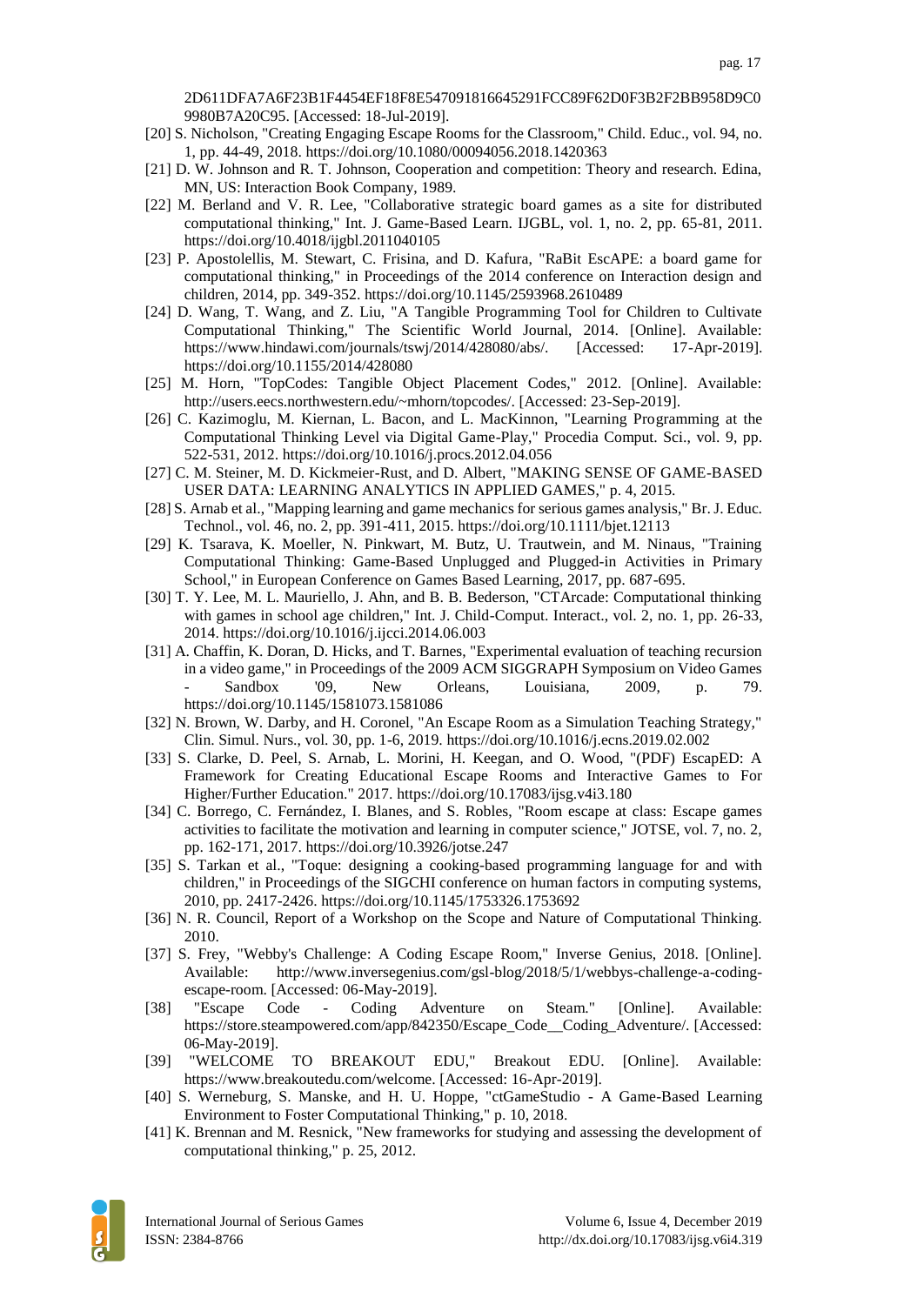2D611DFA7A6F23B1F4454EF18F8E547091816645291FCC89F62D0F3B2F2BB958D9C09980B7A20C95. [Accessed: 18-Jul-2019].

[20] S. Nicholson, "Creating Engaging Escape Rooms for the Classroom," Child. Educ., vol. 94, no. 1, pp. 44-49, 2018. https://doi.org/10.1080/00094056.2018.1420363

[21] D. W. Johnson and R. T. Johnson, Cooperation and competition: Theory and research. Edina, MN, US: Interaction Book Company, 1989.

[22] M. Berland and V. R. Lee, "Collaborative strategic board games as a site for distributed computational thinking," Int. J. Game-Based Learn. IJGBL, vol. 1, no. 2, pp. 65-81, 2011. https://doi.org/10.4018/ijgbl.2011040105

[23] P. Apostolellis, M. Stewart, C. Frisina, and D. Kafura, "RaBit EscAPE: a board game for computational thinking," in Proceedings of the 2014 conference on Interaction design and children, 2014, pp. 349-352. https://doi.org/10.1145/2593968.2610489

[24] D. Wang, T. Wang, and Z. Liu, "A Tangible Programming Tool for Children to Cultivate Computational Thinking," The Scientific World Journal, 2014. [Online]. Available: https://www.hindawi.com/journals/tswj/2014/428080/abs/. [Accessed: 17-Apr-2019]. https://doi.org/10.1155/2014/428080

[25] M. Horn, "TopCodes: Tangible Object Placement Codes," 2012. [Online]. Available: http://users.eecs.northwestern.edu/~mhorn/topcodes/. [Accessed: 23-Sep-2019].

[26] C. Kazimoglu, M. Kiernan, L. Bacon, and L. MacKinnon, "Learning Programming at the Computational Thinking Level via Digital Game-Play," Procedia Comput. Sci., vol. 9, pp. 522-531, 2012. https://doi.org/10.1016/j.procs.2012.04.056

[27] C. M. Steiner, M. D. Kickmeier-Rust, and D. Albert, "MAKING SENSE OF GAME-BASED USER DATA: LEARNING ANALYTICS IN APPLIED GAMES," p. 4, 2015.

[28] S. Arnab et al., "Mapping learning and game mechanics for serious games analysis," Br. J. Educ. Technol., vol. 46, no. 2, pp. 391-411, 2015. https://doi.org/10.1111/bjet.12113

[29] K. Tsarava, K. Moeller, N. Pinkwart, M. Butz, U. Trautwein, and M. Ninaus, "Training Computational Thinking: Game-Based Unplugged and Plugged-in Activities in Primary School," in European Conference on Games Based Learning, 2017, pp. 687-695.

[30] T. Y. Lee, M. L. Mauriello, J. Ahn, and B. B. Bederson, "CTArcade: Computational thinking with games in school age children," Int. J. Child-Comput. Interact., vol. 2, no. 1, pp. 26-33, 2014. https://doi.org/10.1016/j.ijcci.2014.06.003

[31] A. Chaffin, K. Doran, D. Hicks, and T. Barnes, "Experimental evaluation of teaching recursion in a video game," in Proceedings of the 2009 ACM SIGGRAPH Symposium on Video Games - Sandbox '09, New Orleans, Louisiana, 2009, p. 79. https://doi.org/10.1145/1581073.1581086

[32] N. Brown, W. Darby, and H. Coronel, "An Escape Room as a Simulation Teaching Strategy," Clin. Simul. Nurs., vol. 30, pp. 1-6, 2019. https://doi.org/10.1016/j.ecns.2019.02.002

[33] S. Clarke, D. Peel, S. Arnab, L. Morini, H. Keegan, and O. Wood, "(PDF) EscapED: A Framework for Creating Educational Escape Rooms and Interactive Games to For Higher/Further Education." 2017. https://doi.org/10.17083/ijsg.v4i3.180

[34] C. Borrego, C. Fernández, I. Blanes, and S. Robles, "Room escape at class: Escape games activities to facilitate the motivation and learning in computer science," JOTSE, vol. 7, no. 2, pp. 162-171, 2017. https://doi.org/10.3926/jotse.247

[35] S. Tarkan et al., "Toque: designing a cooking-based programming language for and with children," in Proceedings of the SIGCHI conference on human factors in computing systems, 2010, pp. 2417-2426. https://doi.org/10.1145/1753326.1753692

[36] N. R. Council, Report of a Workshop on the Scope and Nature of Computational Thinking. 2010.

[37] S. Frey, "Webby's Challenge: A Coding Escape Room," Inverse Genius, 2018. [Online]. Available: http://www.inversegenius.com/gsl-blog/2018/5/1/webbys-challenge-a-coding-escape-room. [Accessed: 06-May-2019].

[38] "Escape Code - Coding Adventure on Steam." [Online]. Available: https://store.steampowered.com/app/842350/Escape_Code__Coding_Adventure/. [Accessed: 06-May-2019].

[39] "WELCOME TO BREAKOUT EDU," Breakout EDU. [Online]. Available: https://www.breakoutedu.com/welcome. [Accessed: 16-Apr-2019].

[40] S. Werneburg, S. Manske, and H. U. Hoppe, "ctGameStudio - A Game-Based Learning Environment to Foster Computational Thinking," p. 10, 2018.

[41] K. Brennan and M. Resnick, "New frameworks for studying and assessing the development of computational thinking," p. 25, 2012.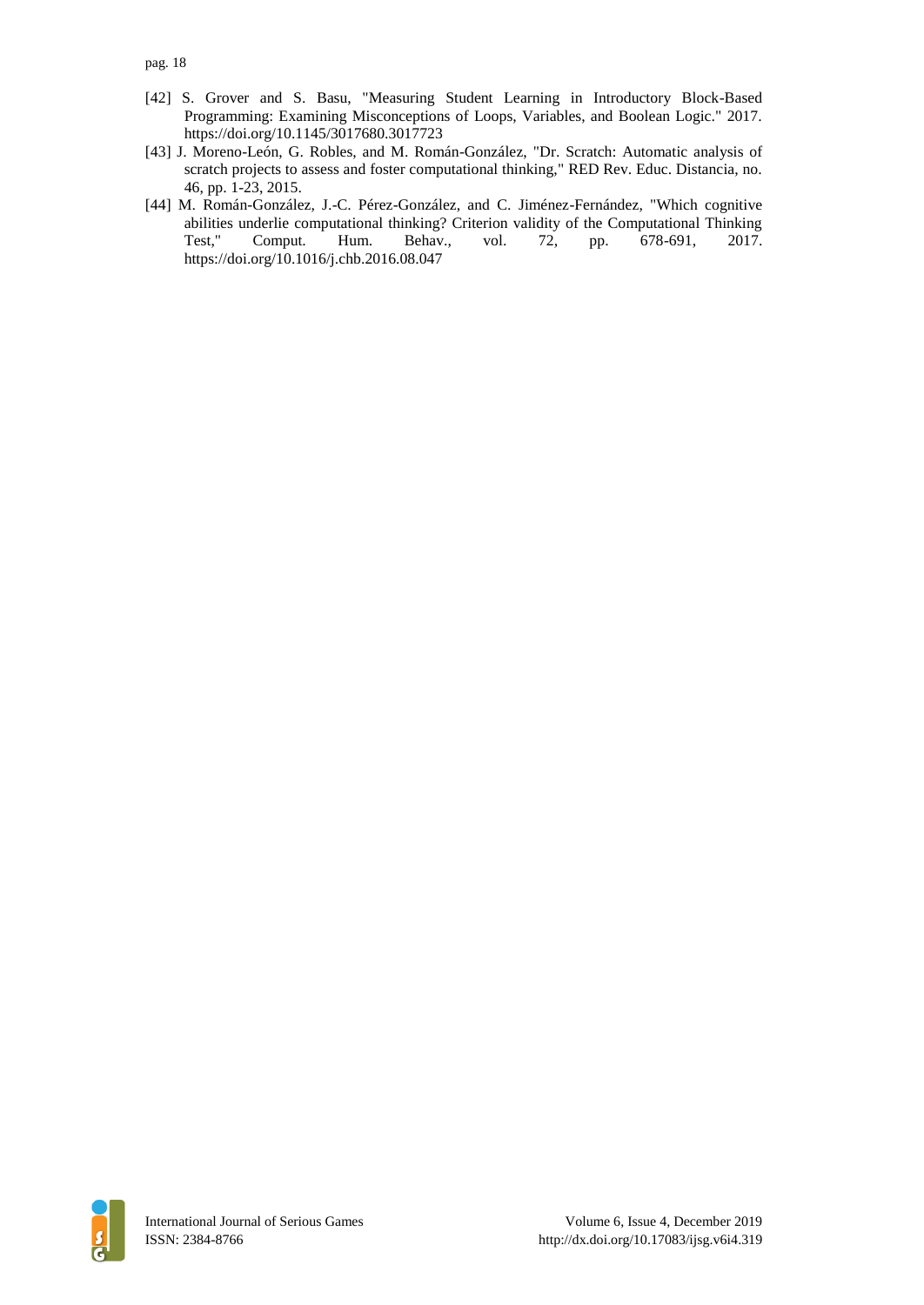[42] S. Grover and S. Basu, "Measuring Student Learning in Introductory Block-Based Programming: Examining Misconceptions of Loops, Variables, and Boolean Logic." 2017. https://doi.org/10.1145/3017680.3017723

[43] J. Moreno-León, G. Robles, and M. Román-González, "Dr. Scratch: Automatic analysis of scratch projects to assess and foster computational thinking," RED Rev. Educ. Distancia, no. 46, pp. 1-23, 2015.

[44] M. Román-González, J.-C. Pérez-González, and C. Jiménez-Fernández, "Which cognitive abilities underlie computational thinking? Criterion validity of the Computational Thinking Test," Comput. Hum. Behav., vol. 72, pp. 678-691, 2017. https://doi.org/10.1016/j.chb.2016.08.047